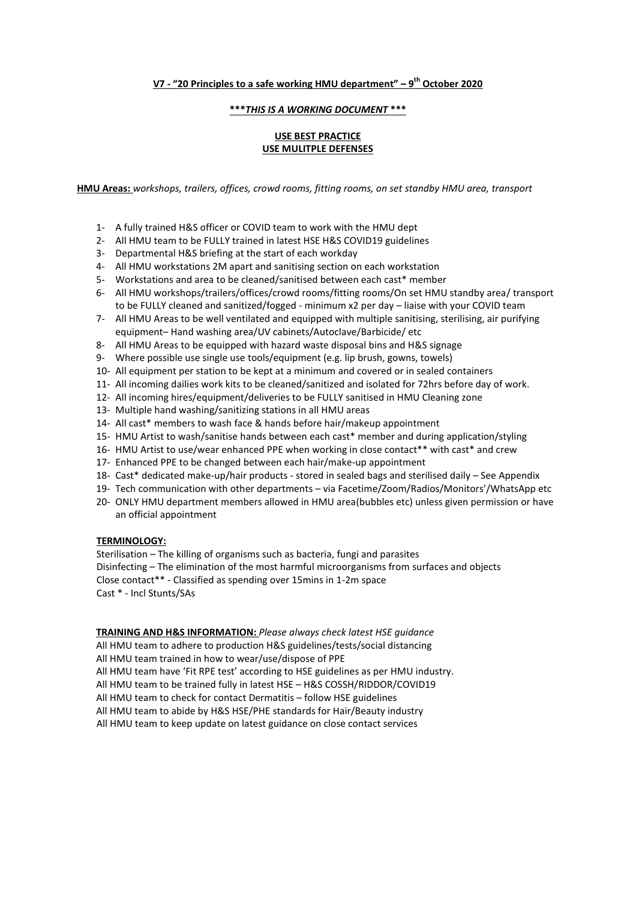**V7 - "20 Principles to a safe working HMU department" – 9th October 2020**

**\*\*\****THIS IS A WORKING DOCUMENT* **\*\*\***

**USE BEST PRACTICE**
**USE MULITPLE DEFENSES**

**HMU Areas:** *workshops, trailers, offices, crowd rooms, fitting rooms, on set standby HMU area, transport*

1- A fully trained H&S officer or COVID team to work with the HMU dept
2- All HMU team to be FULLY trained in latest HSE H&S COVID19 guidelines
3- Departmental H&S briefing at the start of each workday
4- All HMU workstations 2M apart and sanitising section on each workstation
5- Workstations and area to be cleaned/sanitised between each cast* member
6- All HMU workshops/trailers/offices/crowd rooms/fitting rooms/On set HMU standby area/ transport to be FULLY cleaned and sanitized/fogged - minimum x2 per day – liaise with your COVID team
7- All HMU Areas to be well ventilated and equipped with multiple sanitising, sterilising, air purifying equipment– Hand washing area/UV cabinets/Autoclave/Barbicide/ etc
8- All HMU Areas to be equipped with hazard waste disposal bins and H&S signage
9- Where possible use single use tools/equipment (e.g. lip brush, gowns, towels)
10- All equipment per station to be kept at a minimum and covered or in sealed containers
11- All incoming dailies work kits to be cleaned/sanitized and isolated for 72hrs before day of work.
12- All incoming hires/equipment/deliveries to be FULLY sanitised in HMU Cleaning zone
13- Multiple hand washing/sanitizing stations in all HMU areas
14- All cast* members to wash face & hands before hair/makeup appointment
15- HMU Artist to wash/sanitise hands between each cast* member and during application/styling
16- HMU Artist to use/wear enhanced PPE when working in close contact** with cast* and crew
17- Enhanced PPE to be changed between each hair/make-up appointment
18- Cast* dedicated make-up/hair products - stored in sealed bags and sterilised daily – See Appendix
19- Tech communication with other departments – via Facetime/Zoom/Radios/Monitors'/WhatsApp etc
20- ONLY HMU department members allowed in HMU area(bubbles etc) unless given permission or have an official appointment

**TERMINOLOGY:**

Sterilisation – The killing of organisms such as bacteria, fungi and parasites
Disinfecting – The elimination of the most harmful microorganisms from surfaces and objects
Close contact** - Classified as spending over 15mins in 1-2m space
Cast * - Incl Stunts/SAs

**TRAINING AND H&S INFORMATION:** *Please always check latest HSE guidance*

All HMU team to adhere to production H&S guidelines/tests/social distancing
All HMU team trained in how to wear/use/dispose of PPE
All HMU team have 'Fit RPE test' according to HSE guidelines as per HMU industry.
All HMU team to be trained fully in latest HSE – H&S COSSH/RIDDOR/COVID19
All HMU team to check for contact Dermatitis – follow HSE guidelines
All HMU team to abide by H&S HSE/PHE standards for Hair/Beauty industry
All HMU team to keep update on latest guidance on close contact services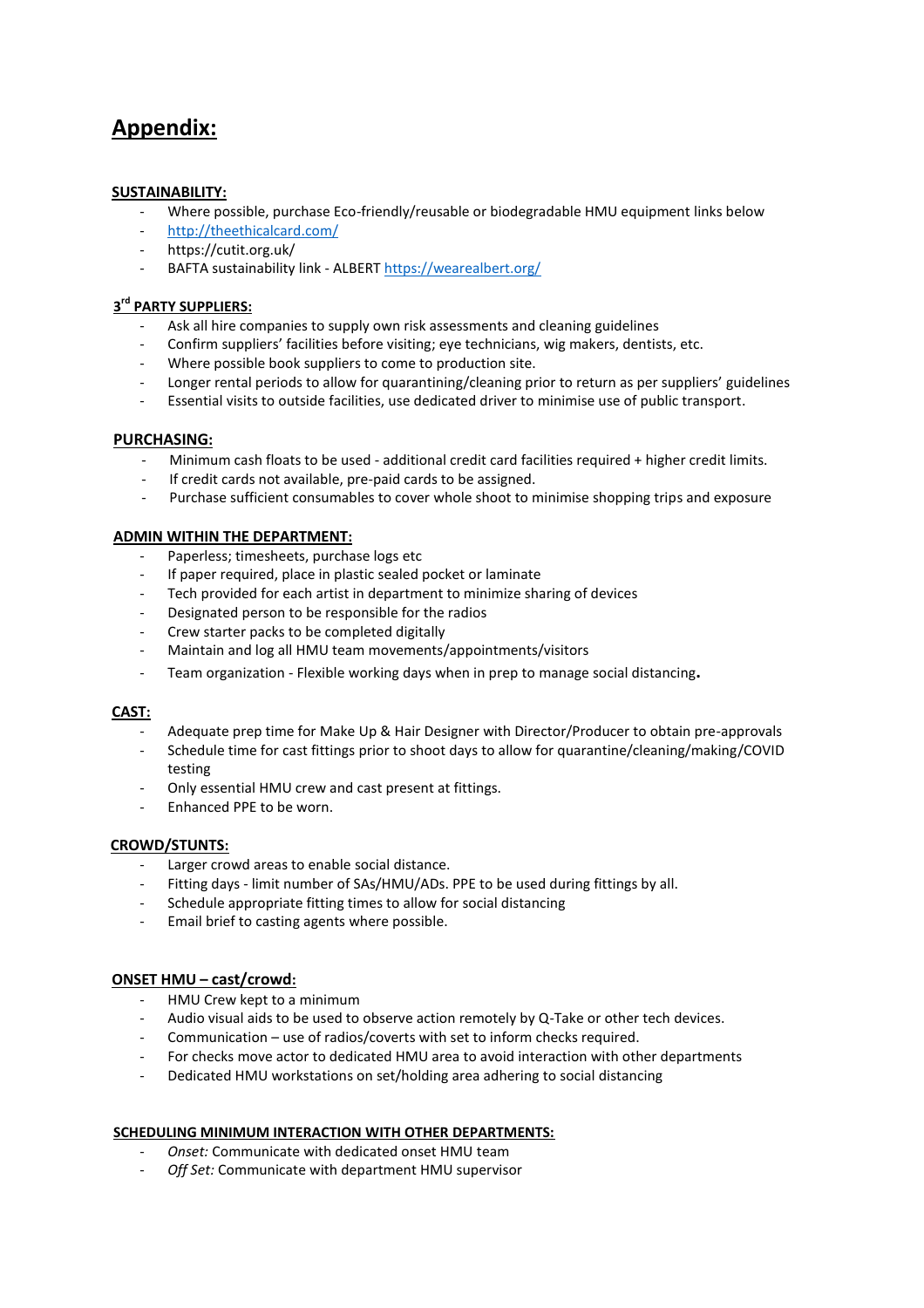# Appendix:

**SUSTAINABILITY:**

- Where possible, purchase Eco-friendly/reusable or biodegradable HMU equipment links below
- http://theethicalcard.com/
- https://cutit.org.uk/
- BAFTA sustainability link - ALBERT https://wearealbert.org/

**3rd PARTY SUPPLIERS:**

- Ask all hire companies to supply own risk assessments and cleaning guidelines
- Confirm suppliers' facilities before visiting; eye technicians, wig makers, dentists, etc.
- Where possible book suppliers to come to production site.
- Longer rental periods to allow for quarantining/cleaning prior to return as per suppliers' guidelines
- Essential visits to outside facilities, use dedicated driver to minimise use of public transport.

**PURCHASING:**

- Minimum cash floats to be used - additional credit card facilities required + higher credit limits.
- If credit cards not available, pre-paid cards to be assigned.
- Purchase sufficient consumables to cover whole shoot to minimise shopping trips and exposure

**ADMIN WITHIN THE DEPARTMENT:**

- Paperless; timesheets, purchase logs etc
- If paper required, place in plastic sealed pocket or laminate
- Tech provided for each artist in department to minimize sharing of devices
- Designated person to be responsible for the radios
- Crew starter packs to be completed digitally
- Maintain and log all HMU team movements/appointments/visitors
- Team organization - Flexible working days when in prep to manage social distancing.

**CAST:**

- Adequate prep time for Make Up & Hair Designer with Director/Producer to obtain pre-approvals
- Schedule time for cast fittings prior to shoot days to allow for quarantine/cleaning/making/COVID testing
- Only essential HMU crew and cast present at fittings.
- Enhanced PPE to be worn.

**CROWD/STUNTS:**

- Larger crowd areas to enable social distance.
- Fitting days - limit number of SAs/HMU/ADs. PPE to be used during fittings by all.
- Schedule appropriate fitting times to allow for social distancing
- Email brief to casting agents where possible.

**ONSET HMU – cast/crowd:**

- HMU Crew kept to a minimum
- Audio visual aids to be used to observe action remotely by Q-Take or other tech devices.
- Communication – use of radios/coverts with set to inform checks required.
- For checks move actor to dedicated HMU area to avoid interaction with other departments
- Dedicated HMU workstations on set/holding area adhering to social distancing

**SCHEDULING MINIMUM INTERACTION WITH OTHER DEPARTMENTS:**

- *Onset:* Communicate with dedicated onset HMU team
- *Off Set:* Communicate with department HMU supervisor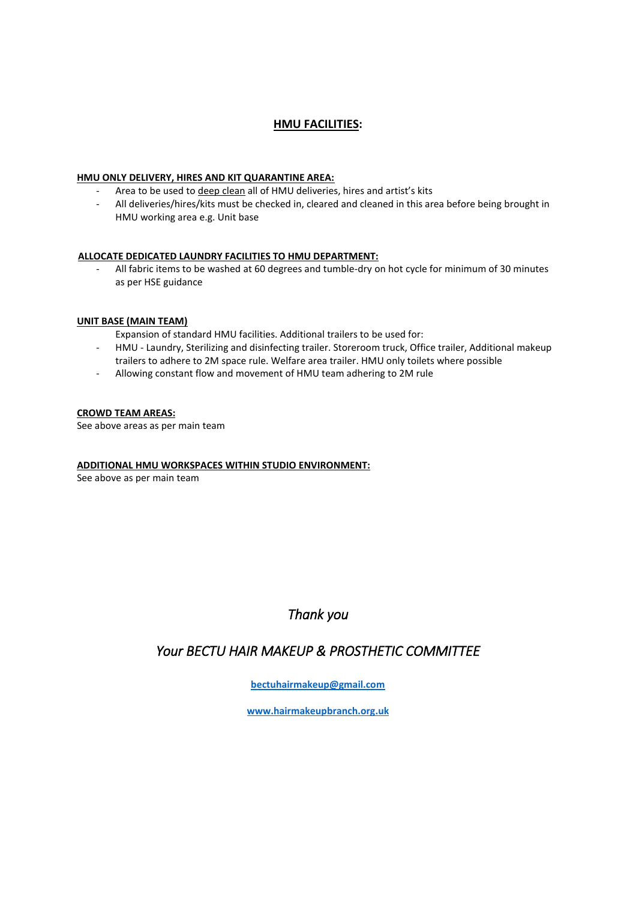## **HMU FACILITIES:**

**HMU ONLY DELIVERY, HIRES AND KIT QUARANTINE AREA:**

- Area to be used to deep clean all of HMU deliveries, hires and artist's kits
- All deliveries/hires/kits must be checked in, cleared and cleaned in this area before being brought in HMU working area e.g. Unit base

**ALLOCATE DEDICATED LAUNDRY FACILITIES TO HMU DEPARTMENT:**

- All fabric items to be washed at 60 degrees and tumble-dry on hot cycle for minimum of 30 minutes as per HSE guidance

**UNIT BASE (MAIN TEAM)**

Expansion of standard HMU facilities. Additional trailers to be used for:

- HMU - Laundry, Sterilizing and disinfecting trailer. Storeroom truck, Office trailer, Additional makeup trailers to adhere to 2M space rule. Welfare area trailer. HMU only toilets where possible
- Allowing constant flow and movement of HMU team adhering to 2M rule

**CROWD TEAM AREAS:**

See above areas as per main team

**ADDITIONAL HMU WORKSPACES WITHIN STUDIO ENVIRONMENT:**

See above as per main team

*Thank you*

*Your BECTU HAIR MAKEUP & PROSTHETIC COMMITTEE*

**bectuhairmakeup@gmail.com**

**www.hairmakeupbranch.org.uk**